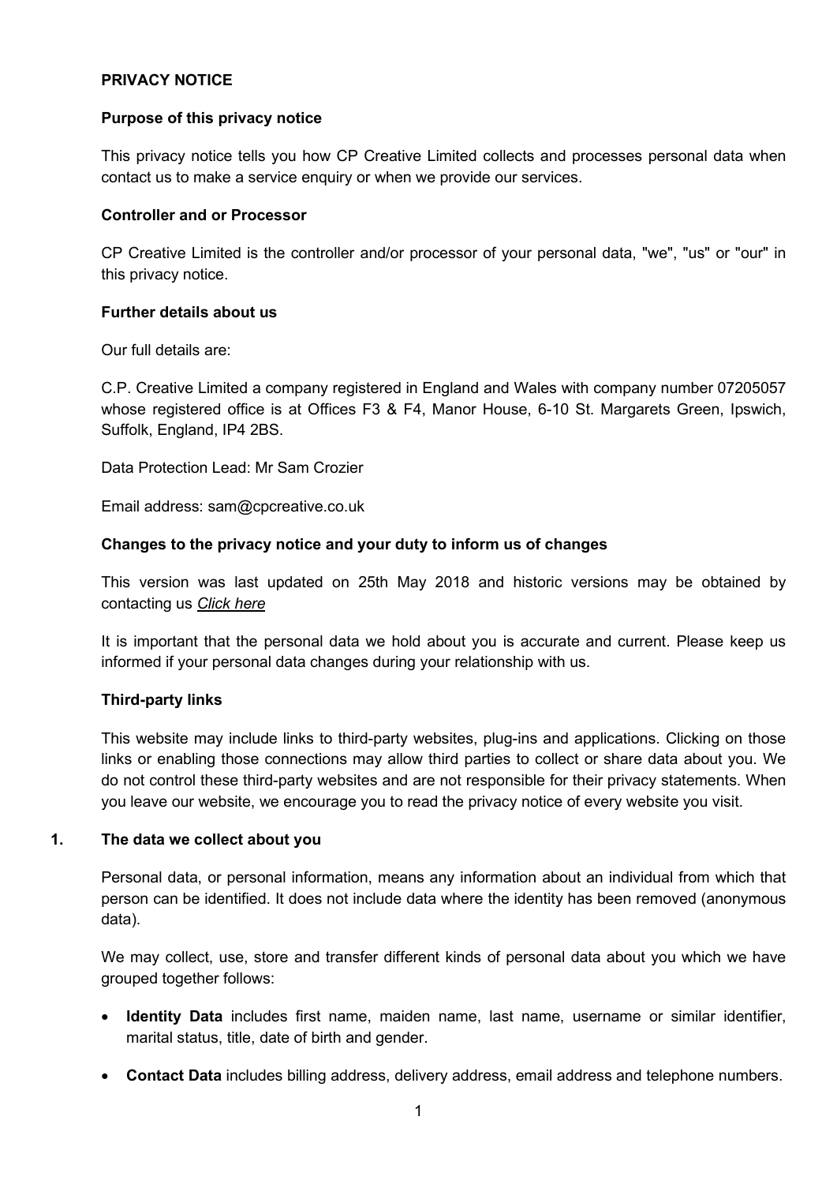# PRIVACY NOTICE

## Purpose of this privacy notice

This privacy notice tells you how CP Creative Limited collects and processes personal data when contact us to make a service enquiry or when we provide our services.

## Controller and or Processor

CP Creative Limited is the controller and/or processor of your personal data, "we", "us" or "our" in this privacy notice.

## Further details about us

Our full details are:

C.P. Creative Limited a company registered in England and Wales with company number 07205057 whose registered office is at Offices F3 & F4, Manor House, 6-10 St. Margarets Green, Ipswich, Suffolk, England, IP4 2BS.

Data Protection Lead: Mr Sam Crozier

Email address: sam@cpcreative.co.uk

## Changes to the privacy notice and your duty to inform us of changes

This version was last updated on 25th May 2018 and historic versions may be obtained by contacting us *Click here*

It is important that the personal data we hold about you is accurate and current. Please keep us informed if your personal data changes during your relationship with us.

## Third-party links

This website may include links to third-party websites, plug-ins and applications. Clicking on those links or enabling those connections may allow third parties to collect or share data about you. We do not control these third-party websites and are not responsible for their privacy statements. When you leave our website, we encourage you to read the privacy notice of every website you visit.

## 1. The data we collect about you

Personal data, or personal information, means any information about an individual from which that person can be identified. It does not include data where the identity has been removed (anonymous data).

We may collect, use, store and transfer different kinds of personal data about you which we have grouped together follows:

- **Identity Data** includes first name, maiden name, last name, username or similar identifier, marital status, title, date of birth and gender.
- **Contact Data** includes billing address, delivery address, email address and telephone numbers.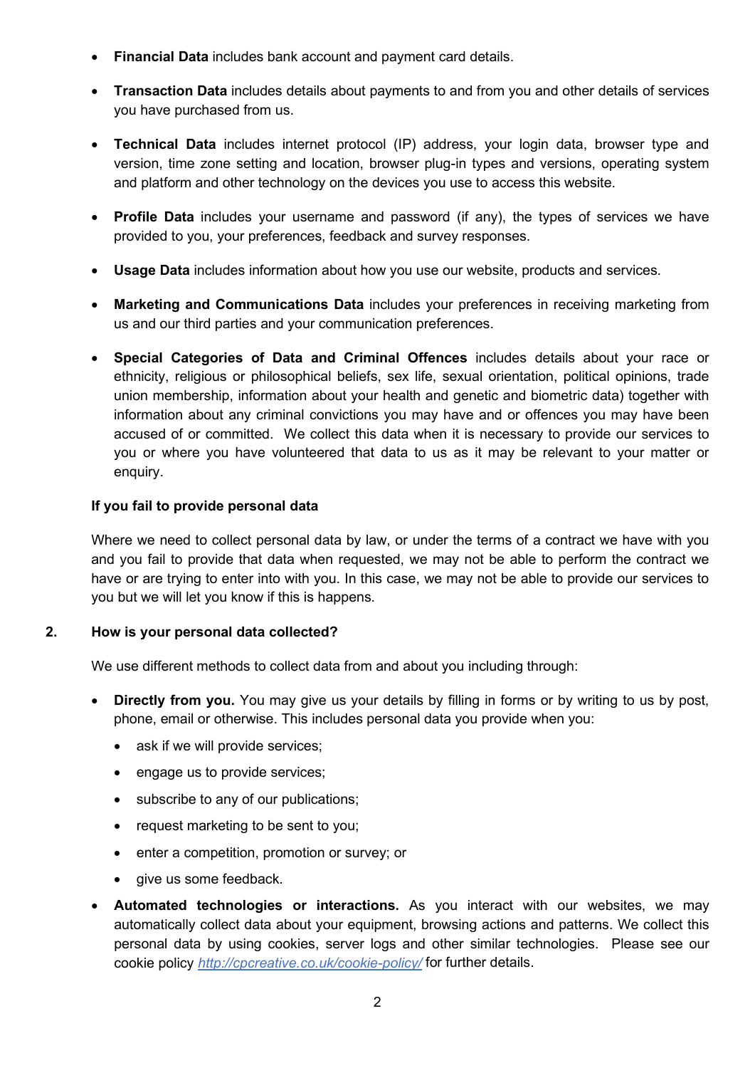- **Financial Data** includes bank account and payment card details.

- **Transaction Data** includes details about payments to and from you and other details of services you have purchased from us.

- **Technical Data** includes internet protocol (IP) address, your login data, browser type and version, time zone setting and location, browser plug-in types and versions, operating system and platform and other technology on the devices you use to access this website.

- **Profile Data** includes your username and password (if any), the types of services we have provided to you, your preferences, feedback and survey responses.

- **Usage Data** includes information about how you use our website, products and services.

- **Marketing and Communications Data** includes your preferences in receiving marketing from us and our third parties and your communication preferences.

- **Special Categories of Data and Criminal Offences** includes details about your race or ethnicity, religious or philosophical beliefs, sex life, sexual orientation, political opinions, trade union membership, information about your health and genetic and biometric data) together with information about any criminal convictions you may have and or offences you may have been accused of or committed. We collect this data when it is necessary to provide our services to you or where you have volunteered that data to us as it may be relevant to your matter or enquiry.

**If you fail to provide personal data**

Where we need to collect personal data by law, or under the terms of a contract we have with you and you fail to provide that data when requested, we may not be able to perform the contract we have or are trying to enter into with you. In this case, we may not be able to provide our services to you but we will let you know if this is happens.

## 2. How is your personal data collected?

We use different methods to collect data from and about you including through:

- **Directly from you.** You may give us your details by filling in forms or by writing to us by post, phone, email or otherwise. This includes personal data you provide when you:
  - ask if we will provide services;
  - engage us to provide services;
  - subscribe to any of our publications;
  - request marketing to be sent to you;
  - enter a competition, promotion or survey; or
  - give us some feedback.

- **Automated technologies or interactions.** As you interact with our websites, we may automatically collect data about your equipment, browsing actions and patterns. We collect this personal data by using cookies, server logs and other similar technologies. Please see our cookie policy *http://cpcreative.co.uk/cookie-policy/* for further details.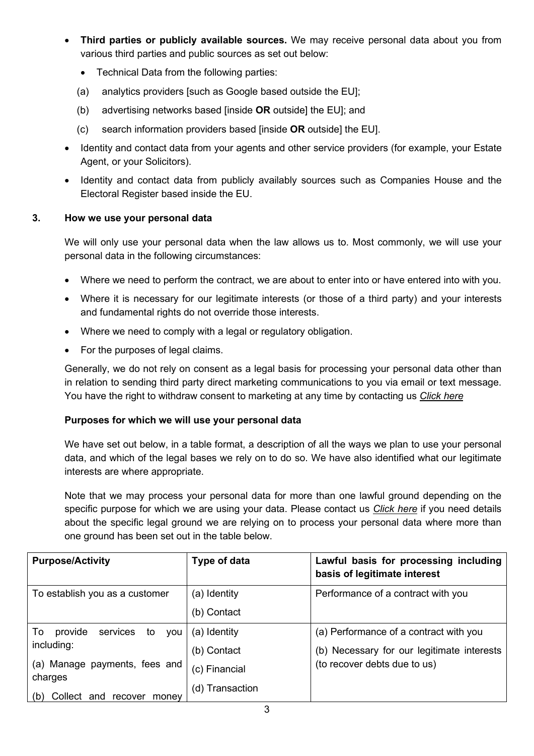- **Third parties or publicly available sources.** We may receive personal data about you from various third parties and public sources as set out below:
  - Technical Data from the following parties:

  (a) analytics providers [such as Google based outside the EU];

  (b) advertising networks based [inside **OR** outside] the EU]; and

  (c) search information providers based [inside **OR** outside] the EU].
- Identity and contact data from your agents and other service providers (for example, your Estate Agent, or your Solicitors).
- Identity and contact data from publicly availably sources such as Companies House and the Electoral Register based inside the EU.

### 3. How we use your personal data

We will only use your personal data when the law allows us to. Most commonly, we will use your personal data in the following circumstances:

- Where we need to perform the contract, we are about to enter into or have entered into with you.
- Where it is necessary for our legitimate interests (or those of a third party) and your interests and fundamental rights do not override those interests.
- Where we need to comply with a legal or regulatory obligation.
- For the purposes of legal claims.

Generally, we do not rely on consent as a legal basis for processing your personal data other than in relation to sending third party direct marketing communications to you via email or text message. You have the right to withdraw consent to marketing at any time by contacting us *Click here*

**Purposes for which we will use your personal data**

We have set out below, in a table format, a description of all the ways we plan to use your personal data, and which of the legal bases we rely on to do so. We have also identified what our legitimate interests are where appropriate.

Note that we may process your personal data for more than one lawful ground depending on the specific purpose for which we are using your data. Please contact us *Click here* if you need details about the specific legal ground we are relying on to process your personal data where more than one ground has been set out in the table below.

| **Purpose/Activity** | **Type of data** | **Lawful basis for processing including basis of legitimate interest** |
|---|---|---|
| To establish you as a customer | (a) Identity<br>(b) Contact | Performance of a contract with you |
| To provide services to you including:<br>(a) Manage payments, fees and charges<br>(b) Collect and recover money | (a) Identity<br>(b) Contact<br>(c) Financial<br>(d) Transaction | (a) Performance of a contract with you<br>(b) Necessary for our legitimate interests (to recover debts due to us) |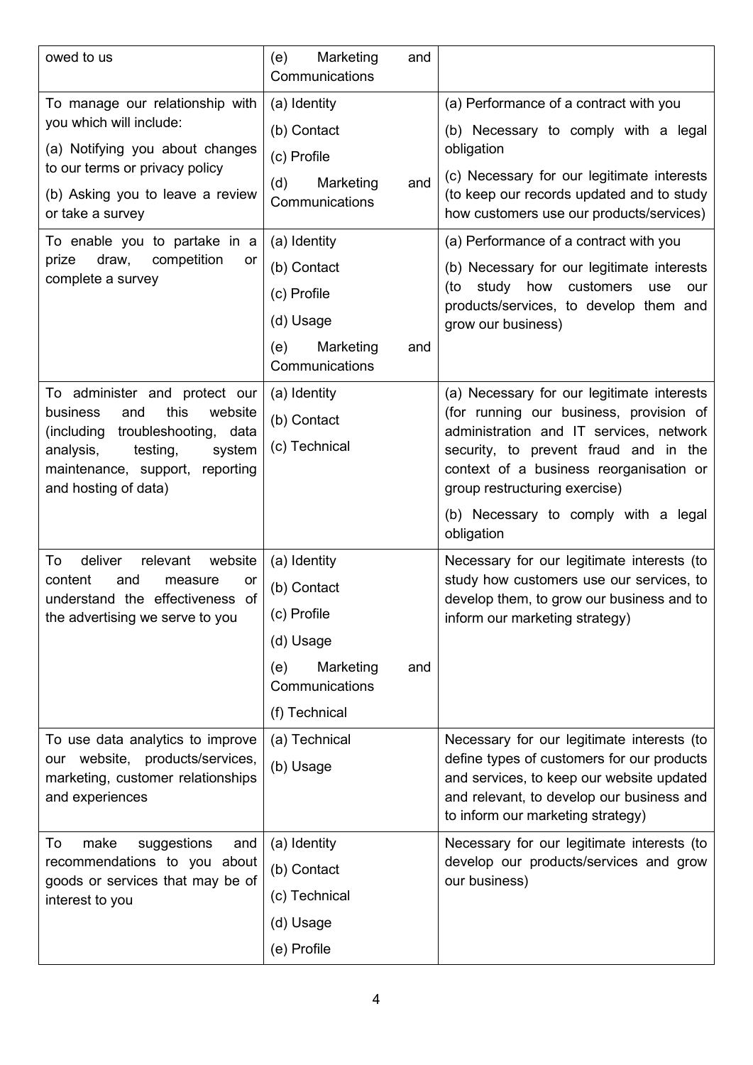| | | |
|---|---|---|
| owed to us | (e) Marketing and Communications | |
| To manage our relationship with you which will include:<br>(a) Notifying you about changes to our terms or privacy policy<br>(b) Asking you to leave a review or take a survey | (a) Identity<br>(b) Contact<br>(c) Profile<br>(d) Marketing and Communications | (a) Performance of a contract with you<br>(b) Necessary to comply with a legal obligation<br>(c) Necessary for our legitimate interests (to keep our records updated and to study how customers use our products/services) |
| To enable you to partake in a prize draw, competition or complete a survey | (a) Identity<br>(b) Contact<br>(c) Profile<br>(d) Usage<br>(e) Marketing and Communications | (a) Performance of a contract with you<br>(b) Necessary for our legitimate interests (to study how customers use our products/services, to develop them and grow our business) |
| To administer and protect our business and this website (including troubleshooting, data analysis, testing, system maintenance, support, reporting and hosting of data) | (a) Identity<br>(b) Contact<br>(c) Technical | (a) Necessary for our legitimate interests (for running our business, provision of administration and IT services, network security, to prevent fraud and in the context of a business reorganisation or group restructuring exercise)<br>(b) Necessary to comply with a legal obligation |
| To deliver relevant website content and measure or understand the effectiveness of the advertising we serve to you | (a) Identity<br>(b) Contact<br>(c) Profile<br>(d) Usage<br>(e) Marketing and Communications<br>(f) Technical | Necessary for our legitimate interests (to study how customers use our services, to develop them, to grow our business and to inform our marketing strategy) |
| To use data analytics to improve our website, products/services, marketing, customer relationships and experiences | (a) Technical<br>(b) Usage | Necessary for our legitimate interests (to define types of customers for our products and services, to keep our website updated and relevant, to develop our business and to inform our marketing strategy) |
| To make suggestions and recommendations to you about goods or services that may be of interest to you | (a) Identity<br>(b) Contact<br>(c) Technical<br>(d) Usage<br>(e) Profile | Necessary for our legitimate interests (to develop our products/services and grow our business) |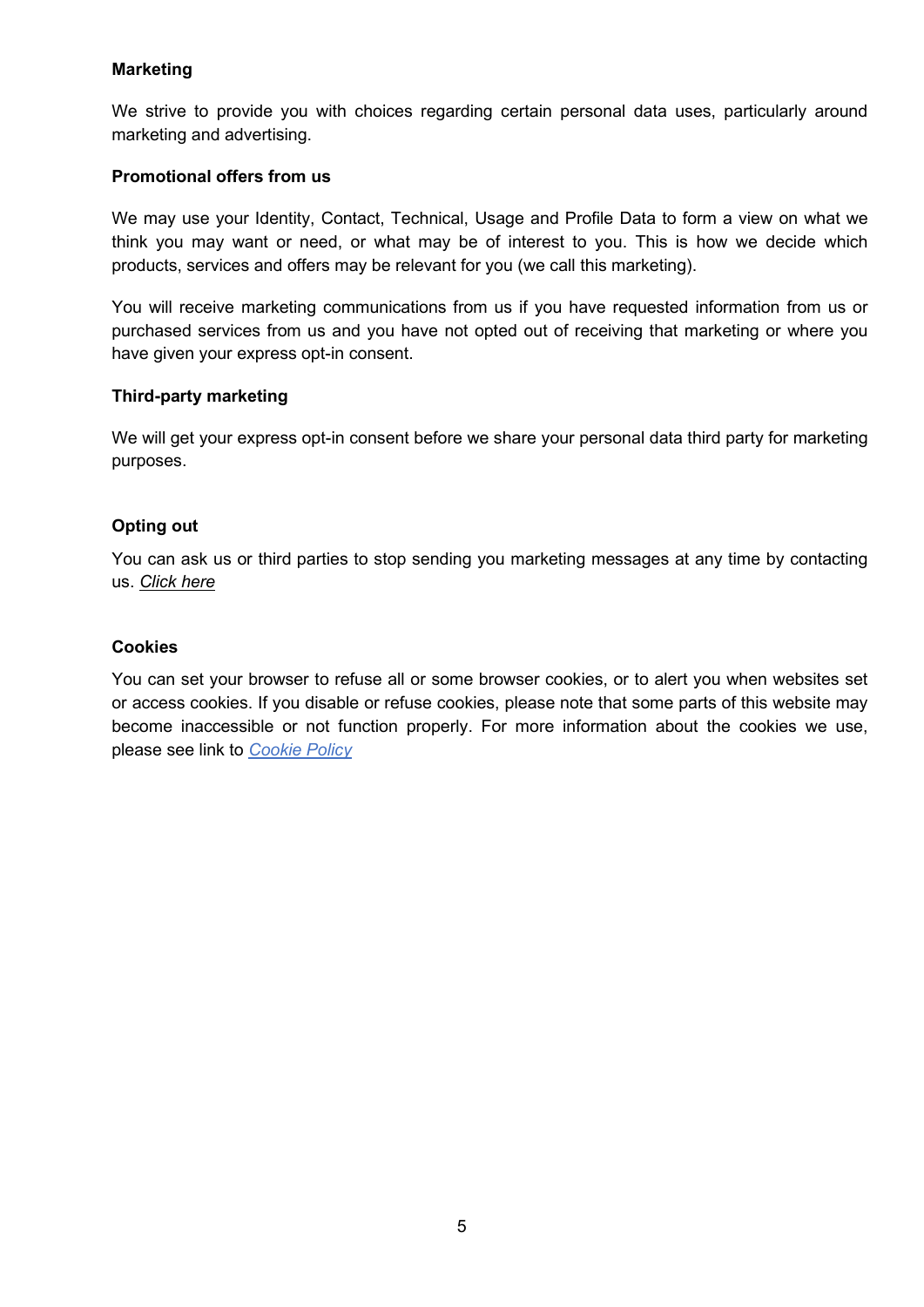### Marketing

We strive to provide you with choices regarding certain personal data uses, particularly around marketing and advertising.

### Promotional offers from us

We may use your Identity, Contact, Technical, Usage and Profile Data to form a view on what we think you may want or need, or what may be of interest to you. This is how we decide which products, services and offers may be relevant for you (we call this marketing).

You will receive marketing communications from us if you have requested information from us or purchased services from us and you have not opted out of receiving that marketing or where you have given your express opt-in consent.

### Third-party marketing

We will get your express opt-in consent before we share your personal data third party for marketing purposes.

### Opting out

You can ask us or third parties to stop sending you marketing messages at any time by contacting us. *Click here*

### Cookies

You can set your browser to refuse all or some browser cookies, or to alert you when websites set or access cookies. If you disable or refuse cookies, please note that some parts of this website may become inaccessible or not function properly. For more information about the cookies we use, please see link to *Cookie Policy*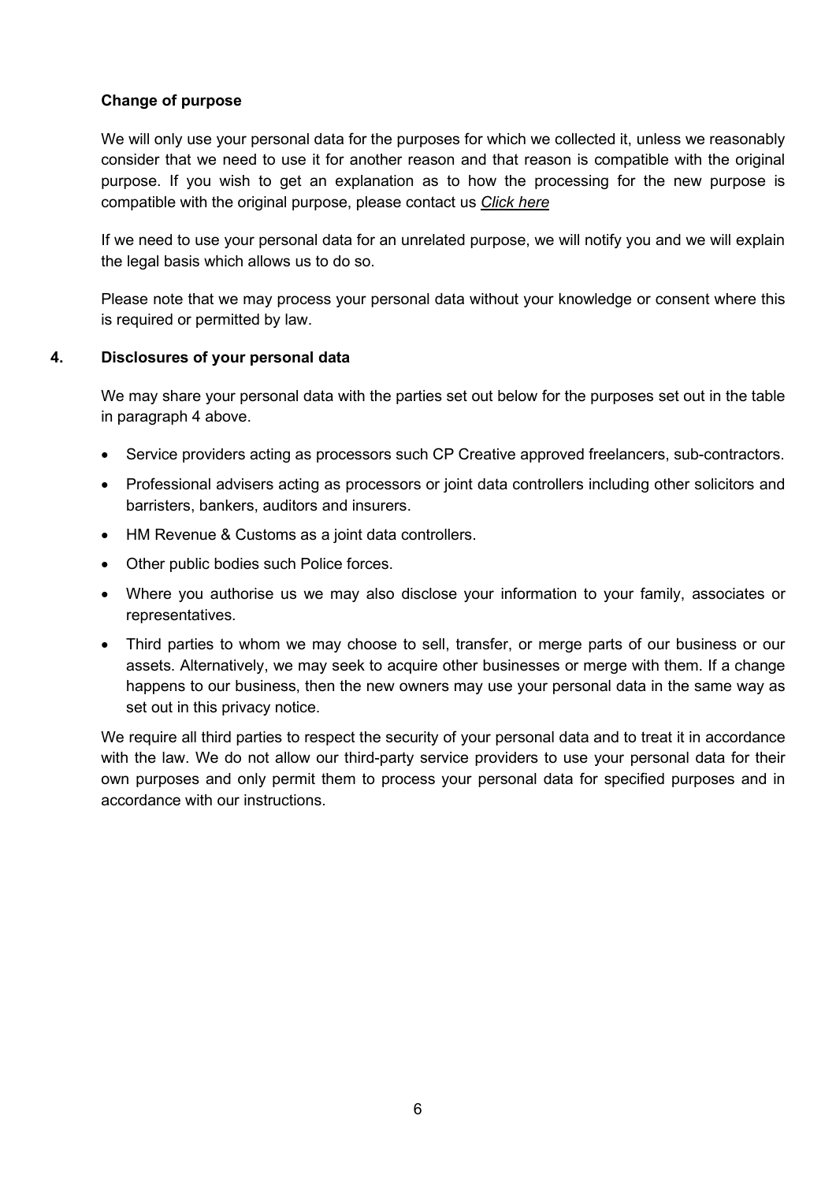**Change of purpose**

We will only use your personal data for the purposes for which we collected it, unless we reasonably consider that we need to use it for another reason and that reason is compatible with the original purpose. If you wish to get an explanation as to how the processing for the new purpose is compatible with the original purpose, please contact us *Click here*

If we need to use your personal data for an unrelated purpose, we will notify you and we will explain the legal basis which allows us to do so.

Please note that we may process your personal data without your knowledge or consent where this is required or permitted by law.

## 4. Disclosures of your personal data

We may share your personal data with the parties set out below for the purposes set out in the table in paragraph 4 above.

- Service providers acting as processors such CP Creative approved freelancers, sub-contractors.
- Professional advisers acting as processors or joint data controllers including other solicitors and barristers, bankers, auditors and insurers.
- HM Revenue & Customs as a joint data controllers.
- Other public bodies such Police forces.
- Where you authorise us we may also disclose your information to your family, associates or representatives.
- Third parties to whom we may choose to sell, transfer, or merge parts of our business or our assets. Alternatively, we may seek to acquire other businesses or merge with them. If a change happens to our business, then the new owners may use your personal data in the same way as set out in this privacy notice.

We require all third parties to respect the security of your personal data and to treat it in accordance with the law. We do not allow our third-party service providers to use your personal data for their own purposes and only permit them to process your personal data for specified purposes and in accordance with our instructions.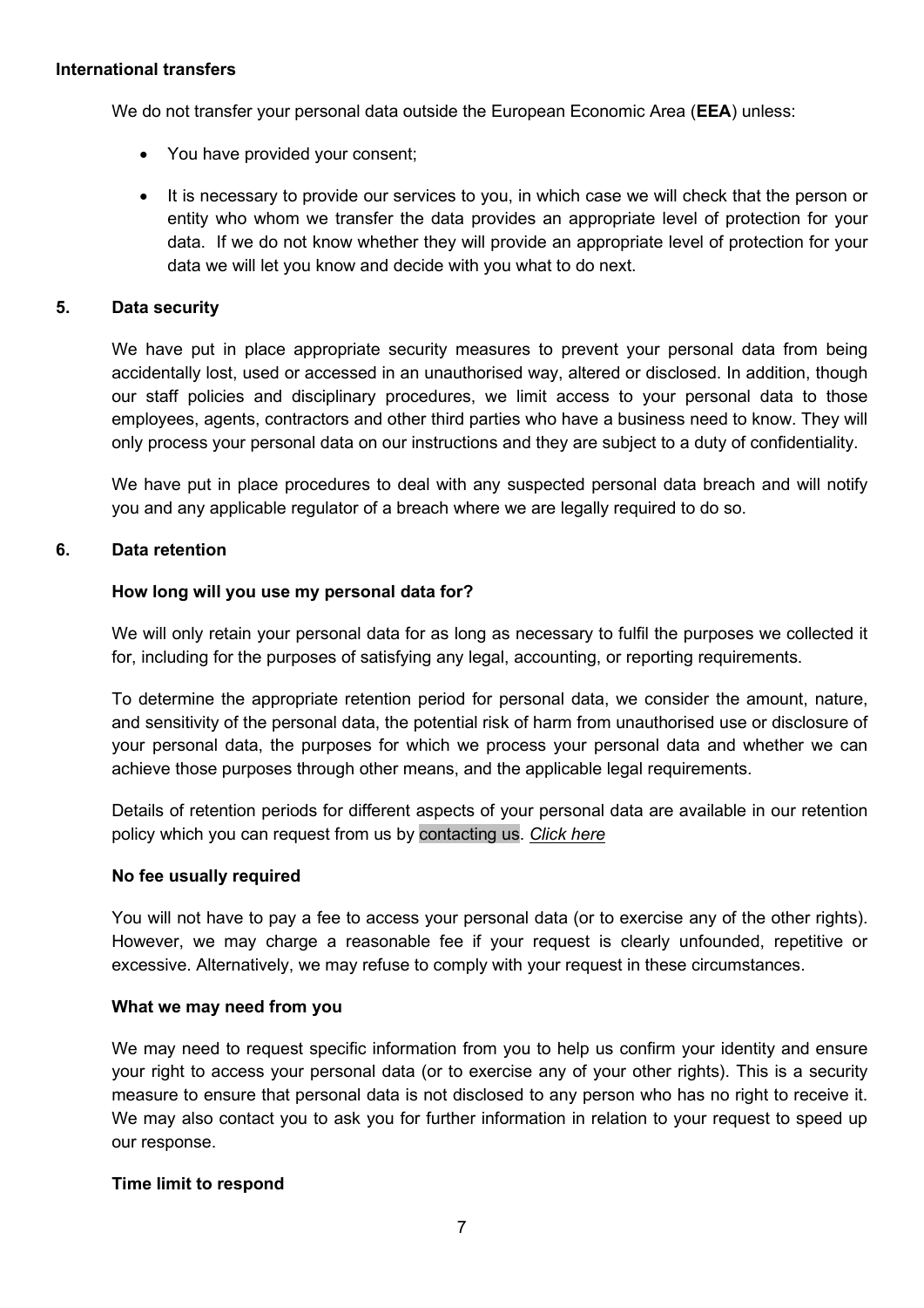**International transfers**

We do not transfer your personal data outside the European Economic Area (**EEA**) unless:

- You have provided your consent;
- It is necessary to provide our services to you, in which case we will check that the person or entity who whom we transfer the data provides an appropriate level of protection for your data. If we do not know whether they will provide an appropriate level of protection for your data we will let you know and decide with you what to do next.

## 5. Data security

We have put in place appropriate security measures to prevent your personal data from being accidentally lost, used or accessed in an unauthorised way, altered or disclosed. In addition, though our staff policies and disciplinary procedures, we limit access to your personal data to those employees, agents, contractors and other third parties who have a business need to know. They will only process your personal data on our instructions and they are subject to a duty of confidentiality.

We have put in place procedures to deal with any suspected personal data breach and will notify you and any applicable regulator of a breach where we are legally required to do so.

## 6. Data retention

**How long will you use my personal data for?**

We will only retain your personal data for as long as necessary to fulfil the purposes we collected it for, including for the purposes of satisfying any legal, accounting, or reporting requirements.

To determine the appropriate retention period for personal data, we consider the amount, nature, and sensitivity of the personal data, the potential risk of harm from unauthorised use or disclosure of your personal data, the purposes for which we process your personal data and whether we can achieve those purposes through other means, and the applicable legal requirements.

Details of retention periods for different aspects of your personal data are available in our retention policy which you can request from us by contacting us. *Click here*

**No fee usually required**

You will not have to pay a fee to access your personal data (or to exercise any of the other rights). However, we may charge a reasonable fee if your request is clearly unfounded, repetitive or excessive. Alternatively, we may refuse to comply with your request in these circumstances.

**What we may need from you**

We may need to request specific information from you to help us confirm your identity and ensure your right to access your personal data (or to exercise any of your other rights). This is a security measure to ensure that personal data is not disclosed to any person who has no right to receive it. We may also contact you to ask you for further information in relation to your request to speed up our response.

**Time limit to respond**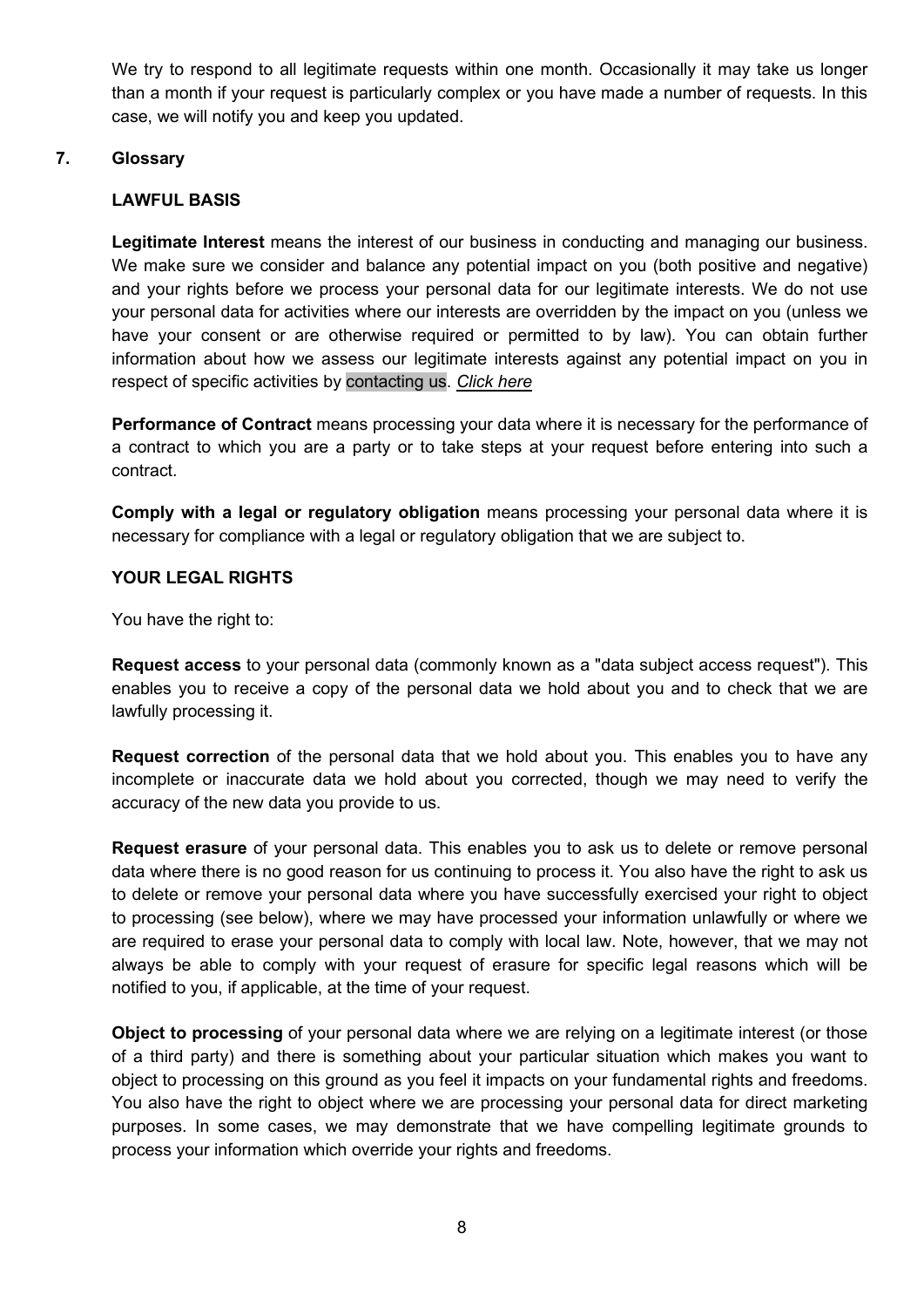We try to respond to all legitimate requests within one month. Occasionally it may take us longer than a month if your request is particularly complex or you have made a number of requests. In this case, we will notify you and keep you updated.

## 7. Glossary

### LAWFUL BASIS

**Legitimate Interest** means the interest of our business in conducting and managing our business. We make sure we consider and balance any potential impact on you (both positive and negative) and your rights before we process your personal data for our legitimate interests. We do not use your personal data for activities where our interests are overridden by the impact on you (unless we have your consent or are otherwise required or permitted to by law). You can obtain further information about how we assess our legitimate interests against any potential impact on you in respect of specific activities by contacting us. *Click here*

**Performance of Contract** means processing your data where it is necessary for the performance of a contract to which you are a party or to take steps at your request before entering into such a contract.

**Comply with a legal or regulatory obligation** means processing your personal data where it is necessary for compliance with a legal or regulatory obligation that we are subject to.

### YOUR LEGAL RIGHTS

You have the right to:

**Request access** to your personal data (commonly known as a "data subject access request"). This enables you to receive a copy of the personal data we hold about you and to check that we are lawfully processing it.

**Request correction** of the personal data that we hold about you. This enables you to have any incomplete or inaccurate data we hold about you corrected, though we may need to verify the accuracy of the new data you provide to us.

**Request erasure** of your personal data. This enables you to ask us to delete or remove personal data where there is no good reason for us continuing to process it. You also have the right to ask us to delete or remove your personal data where you have successfully exercised your right to object to processing (see below), where we may have processed your information unlawfully or where we are required to erase your personal data to comply with local law. Note, however, that we may not always be able to comply with your request of erasure for specific legal reasons which will be notified to you, if applicable, at the time of your request.

**Object to processing** of your personal data where we are relying on a legitimate interest (or those of a third party) and there is something about your particular situation which makes you want to object to processing on this ground as you feel it impacts on your fundamental rights and freedoms. You also have the right to object where we are processing your personal data for direct marketing purposes. In some cases, we may demonstrate that we have compelling legitimate grounds to process your information which override your rights and freedoms.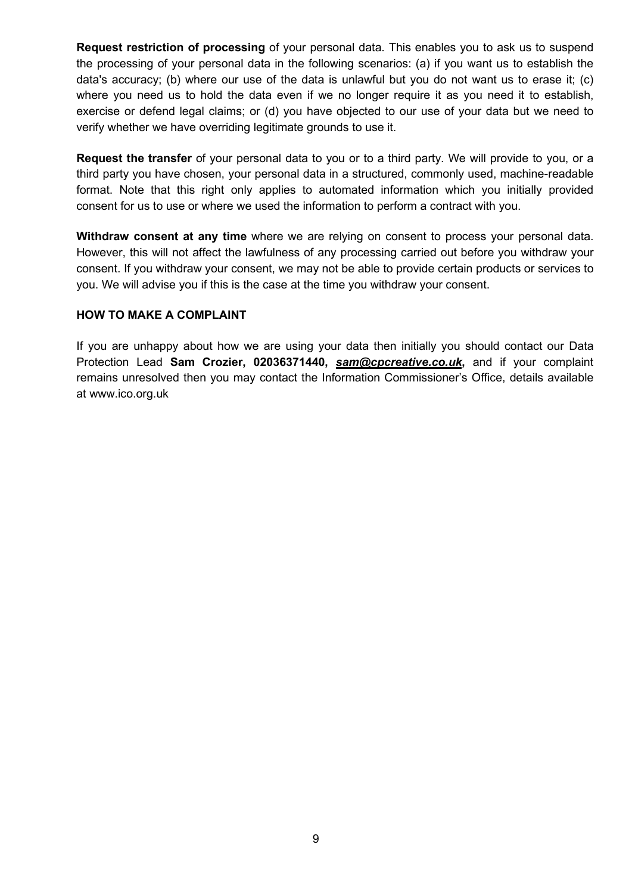**Request restriction of processing** of your personal data. This enables you to ask us to suspend the processing of your personal data in the following scenarios: (a) if you want us to establish the data's accuracy; (b) where our use of the data is unlawful but you do not want us to erase it; (c) where you need us to hold the data even if we no longer require it as you need it to establish, exercise or defend legal claims; or (d) you have objected to our use of your data but we need to verify whether we have overriding legitimate grounds to use it.

**Request the transfer** of your personal data to you or to a third party. We will provide to you, or a third party you have chosen, your personal data in a structured, commonly used, machine-readable format. Note that this right only applies to automated information which you initially provided consent for us to use or where we used the information to perform a contract with you.

**Withdraw consent at any time** where we are relying on consent to process your personal data. However, this will not affect the lawfulness of any processing carried out before you withdraw your consent. If you withdraw your consent, we may not be able to provide certain products or services to you. We will advise you if this is the case at the time you withdraw your consent.

**HOW TO MAKE A COMPLAINT**

If you are unhappy about how we are using your data then initially you should contact our Data Protection Lead **Sam Crozier, 02036371440, *sam@cpcreative.co.uk*,** and if your complaint remains unresolved then you may contact the Information Commissioner's Office, details available at www.ico.org.uk